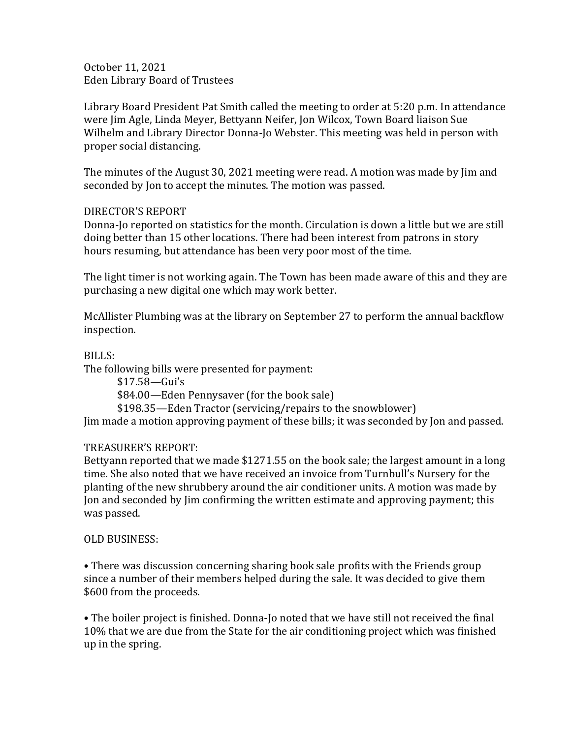October 11, 2021
Eden Library Board of Trustees

Library Board President Pat Smith called the meeting to order at 5:20 p.m. In attendance were Jim Agle, Linda Meyer, Bettyann Neifer, Jon Wilcox, Town Board liaison Sue Wilhelm and Library Director Donna-Jo Webster. This meeting was held in person with proper social distancing.

The minutes of the August 30, 2021 meeting were read. A motion was made by Jim and seconded by Jon to accept the minutes. The motion was passed.

DIRECTOR'S REPORT
Donna-Jo reported on statistics for the month. Circulation is down a little but we are still doing better than 15 other locations. There had been interest from patrons in story hours resuming, but attendance has been very poor most of the time.

The light timer is not working again. The Town has been made aware of this and they are purchasing a new digital one which may work better.

McAllister Plumbing was at the library on September 27 to perform the annual backflow inspection.

BILLS:
The following bills were presented for payment:

$17.58—Gui's
$84.00—Eden Pennysaver (for the book sale)
$198.35—Eden Tractor (servicing/repairs to the snowblower)

Jim made a motion approving payment of these bills; it was seconded by Jon and passed.

TREASURER'S REPORT:
Bettyann reported that we made $1271.55 on the book sale; the largest amount in a long time. She also noted that we have received an invoice from Turnbull's Nursery for the planting of the new shrubbery around the air conditioner units. A motion was made by Jon and seconded by Jim confirming the written estimate and approving payment; this was passed.

OLD BUSINESS:

• There was discussion concerning sharing book sale profits with the Friends group since a number of their members helped during the sale. It was decided to give them $600 from the proceeds.

• The boiler project is finished. Donna-Jo noted that we have still not received the final 10% that we are due from the State for the air conditioning project which was finished up in the spring.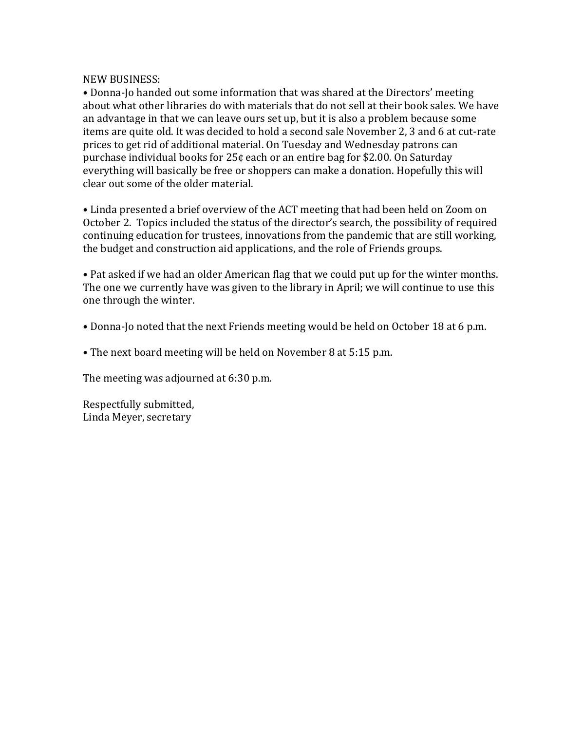NEW BUSINESS:

- Donna-Jo handed out some information that was shared at the Directors' meeting about what other libraries do with materials that do not sell at their book sales. We have an advantage in that we can leave ours set up, but it is also a problem because some items are quite old. It was decided to hold a second sale November 2, 3 and 6 at cut-rate prices to get rid of additional material. On Tuesday and Wednesday patrons can purchase individual books for 25¢ each or an entire bag for $2.00. On Saturday everything will basically be free or shoppers can make a donation. Hopefully this will clear out some of the older material.

- Linda presented a brief overview of the ACT meeting that had been held on Zoom on October 2. Topics included the status of the director's search, the possibility of required continuing education for trustees, innovations from the pandemic that are still working, the budget and construction aid applications, and the role of Friends groups.

- Pat asked if we had an older American flag that we could put up for the winter months. The one we currently have was given to the library in April; we will continue to use this one through the winter.

- Donna-Jo noted that the next Friends meeting would be held on October 18 at 6 p.m.

- The next board meeting will be held on November 8 at 5:15 p.m.

The meeting was adjourned at 6:30 p.m.

Respectfully submitted,
Linda Meyer, secretary